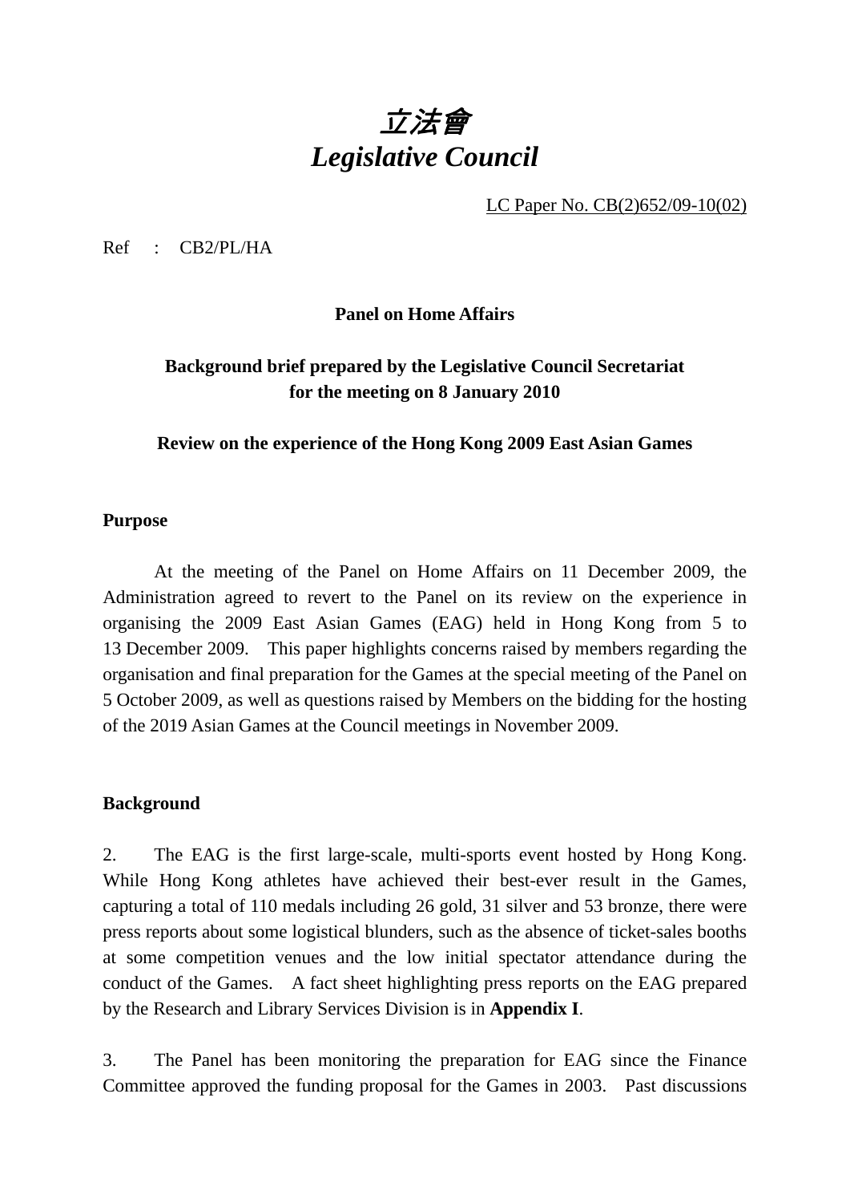# *立法會*
# *Legislative Council*

LC Paper No. CB(2)652/09-10(02)

Ref : CB2/PL/HA

**Panel on Home Affairs**

**Background brief prepared by the Legislative Council Secretariat for the meeting on 8 January 2010**

**Review on the experience of the Hong Kong 2009 East Asian Games**

## Purpose

At the meeting of the Panel on Home Affairs on 11 December 2009, the Administration agreed to revert to the Panel on its review on the experience in organising the 2009 East Asian Games (EAG) held in Hong Kong from 5 to 13 December 2009. This paper highlights concerns raised by members regarding the organisation and final preparation for the Games at the special meeting of the Panel on 5 October 2009, as well as questions raised by Members on the bidding for the hosting of the 2019 Asian Games at the Council meetings in November 2009.

## Background

2. The EAG is the first large-scale, multi-sports event hosted by Hong Kong. While Hong Kong athletes have achieved their best-ever result in the Games, capturing a total of 110 medals including 26 gold, 31 silver and 53 bronze, there were press reports about some logistical blunders, such as the absence of ticket-sales booths at some competition venues and the low initial spectator attendance during the conduct of the Games. A fact sheet highlighting press reports on the EAG prepared by the Research and Library Services Division is in **Appendix I**.

3. The Panel has been monitoring the preparation for EAG since the Finance Committee approved the funding proposal for the Games in 2003. Past discussions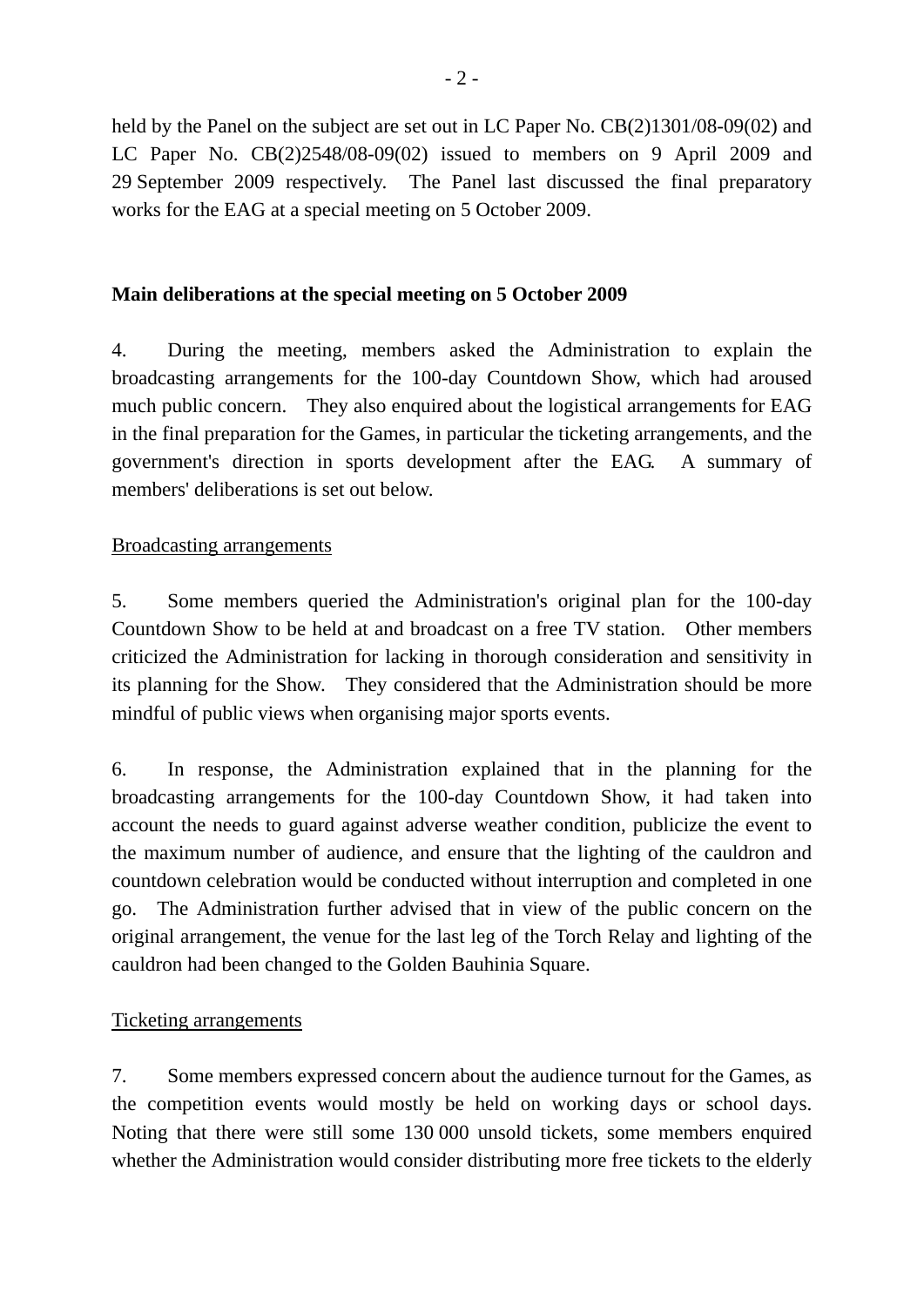held by the Panel on the subject are set out in LC Paper No. CB(2)1301/08-09(02) and LC Paper No. CB(2)2548/08-09(02) issued to members on 9 April 2009 and 29 September 2009 respectively. The Panel last discussed the final preparatory works for the EAG at a special meeting on 5 October 2009.

**Main deliberations at the special meeting on 5 October 2009**

4. During the meeting, members asked the Administration to explain the broadcasting arrangements for the 100-day Countdown Show, which had aroused much public concern. They also enquired about the logistical arrangements for EAG in the final preparation for the Games, in particular the ticketing arrangements, and the government's direction in sports development after the EAG. A summary of members' deliberations is set out below.

<u>Broadcasting arrangements</u>

5. Some members queried the Administration's original plan for the 100-day Countdown Show to be held at and broadcast on a free TV station. Other members criticized the Administration for lacking in thorough consideration and sensitivity in its planning for the Show. They considered that the Administration should be more mindful of public views when organising major sports events.

6. In response, the Administration explained that in the planning for the broadcasting arrangements for the 100-day Countdown Show, it had taken into account the needs to guard against adverse weather condition, publicize the event to the maximum number of audience, and ensure that the lighting of the cauldron and countdown celebration would be conducted without interruption and completed in one go. The Administration further advised that in view of the public concern on the original arrangement, the venue for the last leg of the Torch Relay and lighting of the cauldron had been changed to the Golden Bauhinia Square.

<u>Ticketing arrangements</u>

7. Some members expressed concern about the audience turnout for the Games, as the competition events would mostly be held on working days or school days. Noting that there were still some 130 000 unsold tickets, some members enquired whether the Administration would consider distributing more free tickets to the elderly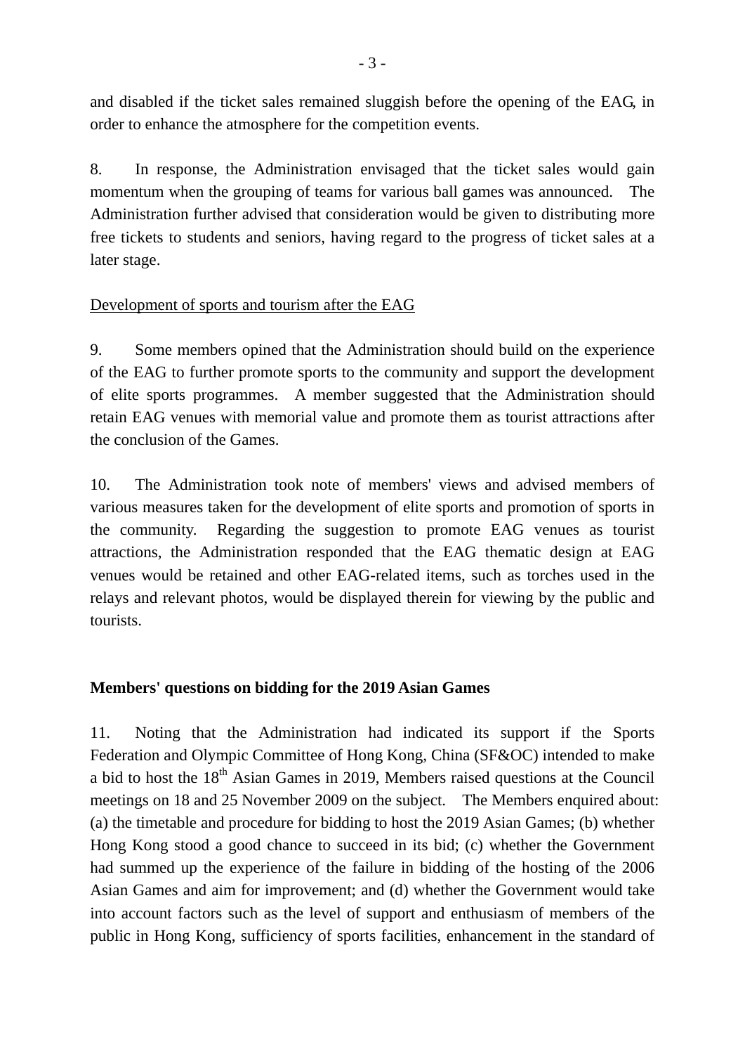and disabled if the ticket sales remained sluggish before the opening of the EAG, in order to enhance the atmosphere for the competition events.

8. In response, the Administration envisaged that the ticket sales would gain momentum when the grouping of teams for various ball games was announced. The Administration further advised that consideration would be given to distributing more free tickets to students and seniors, having regard to the progress of ticket sales at a later stage.

Development of sports and tourism after the EAG

9. Some members opined that the Administration should build on the experience of the EAG to further promote sports to the community and support the development of elite sports programmes. A member suggested that the Administration should retain EAG venues with memorial value and promote them as tourist attractions after the conclusion of the Games.

10. The Administration took note of members' views and advised members of various measures taken for the development of elite sports and promotion of sports in the community. Regarding the suggestion to promote EAG venues as tourist attractions, the Administration responded that the EAG thematic design at EAG venues would be retained and other EAG-related items, such as torches used in the relays and relevant photos, would be displayed therein for viewing by the public and tourists.

**Members' questions on bidding for the 2019 Asian Games**

11. Noting that the Administration had indicated its support if the Sports Federation and Olympic Committee of Hong Kong, China (SF&OC) intended to make a bid to host the 18th Asian Games in 2019, Members raised questions at the Council meetings on 18 and 25 November 2009 on the subject. The Members enquired about: (a) the timetable and procedure for bidding to host the 2019 Asian Games; (b) whether Hong Kong stood a good chance to succeed in its bid; (c) whether the Government had summed up the experience of the failure in bidding of the hosting of the 2006 Asian Games and aim for improvement; and (d) whether the Government would take into account factors such as the level of support and enthusiasm of members of the public in Hong Kong, sufficiency of sports facilities, enhancement in the standard of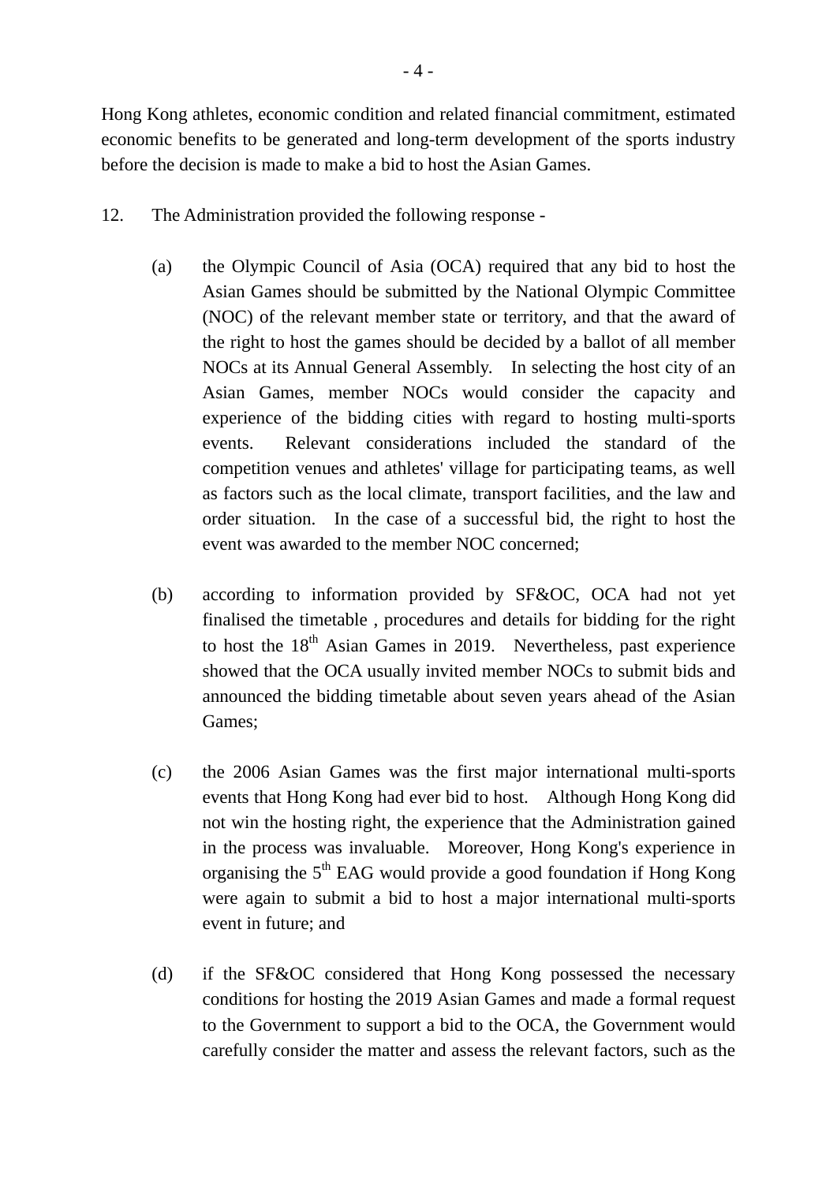Hong Kong athletes, economic condition and related financial commitment, estimated economic benefits to be generated and long-term development of the sports industry before the decision is made to make a bid to host the Asian Games.

12. The Administration provided the following response -

   (a) the Olympic Council of Asia (OCA) required that any bid to host the Asian Games should be submitted by the National Olympic Committee (NOC) of the relevant member state or territory, and that the award of the right to host the games should be decided by a ballot of all member NOCs at its Annual General Assembly. In selecting the host city of an Asian Games, member NOCs would consider the capacity and experience of the bidding cities with regard to hosting multi-sports events. Relevant considerations included the standard of the competition venues and athletes' village for participating teams, as well as factors such as the local climate, transport facilities, and the law and order situation. In the case of a successful bid, the right to host the event was awarded to the member NOC concerned;

   (b) according to information provided by SF&OC, OCA had not yet finalised the timetable , procedures and details for bidding for the right to host the 18th Asian Games in 2019. Nevertheless, past experience showed that the OCA usually invited member NOCs to submit bids and announced the bidding timetable about seven years ahead of the Asian Games;

   (c) the 2006 Asian Games was the first major international multi-sports events that Hong Kong had ever bid to host. Although Hong Kong did not win the hosting right, the experience that the Administration gained in the process was invaluable. Moreover, Hong Kong's experience in organising the 5th EAG would provide a good foundation if Hong Kong were again to submit a bid to host a major international multi-sports event in future; and

   (d) if the SF&OC considered that Hong Kong possessed the necessary conditions for hosting the 2019 Asian Games and made a formal request to the Government to support a bid to the OCA, the Government would carefully consider the matter and assess the relevant factors, such as the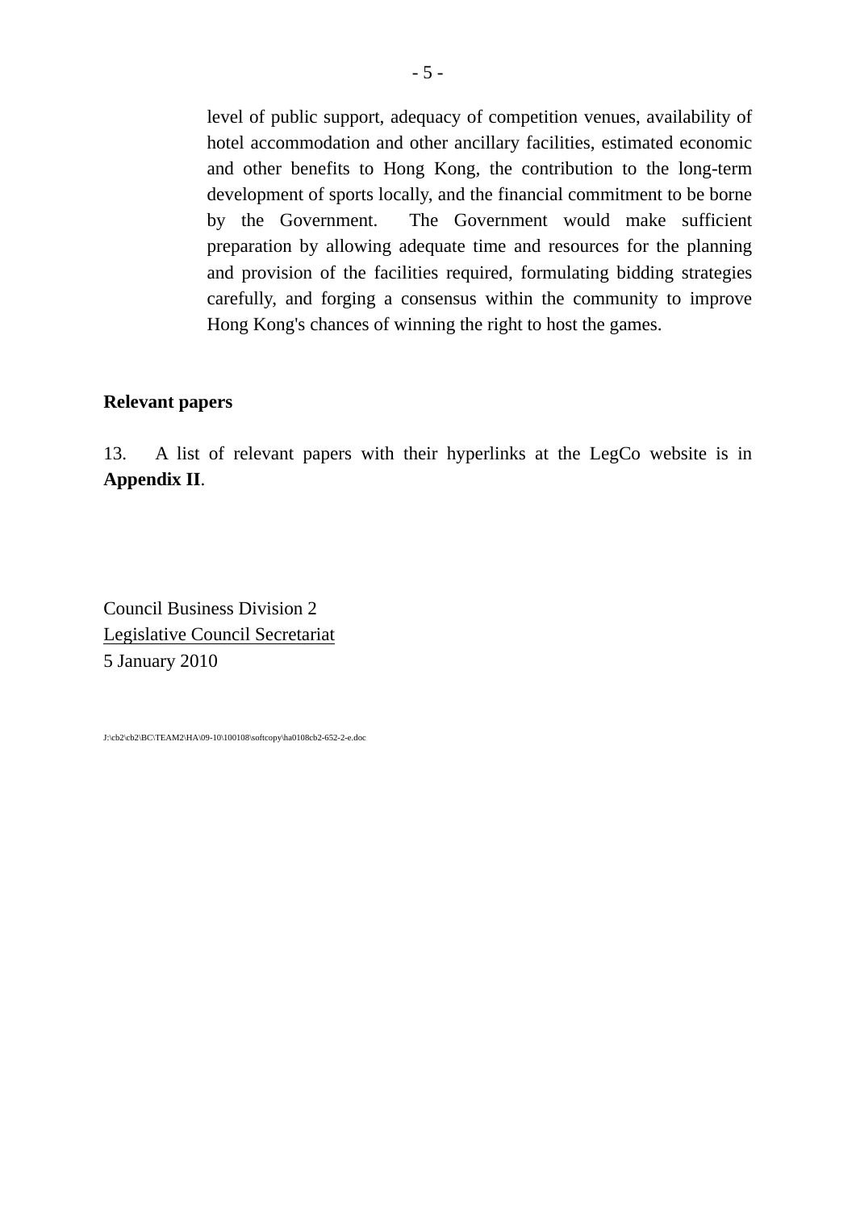level of public support, adequacy of competition venues, availability of hotel accommodation and other ancillary facilities, estimated economic and other benefits to Hong Kong, the contribution to the long-term development of sports locally, and the financial commitment to be borne by the Government. The Government would make sufficient preparation by allowing adequate time and resources for the planning and provision of the facilities required, formulating bidding strategies carefully, and forging a consensus within the community to improve Hong Kong's chances of winning the right to host the games.

**Relevant papers**

13. A list of relevant papers with their hyperlinks at the LegCo website is in **Appendix II**.

Council Business Division 2
Legislative Council Secretariat
5 January 2010

J:\cb2\cb2\BC\TEAM2\HA\09-10\100108\softcopy\ha0108cb2-652-2-e.doc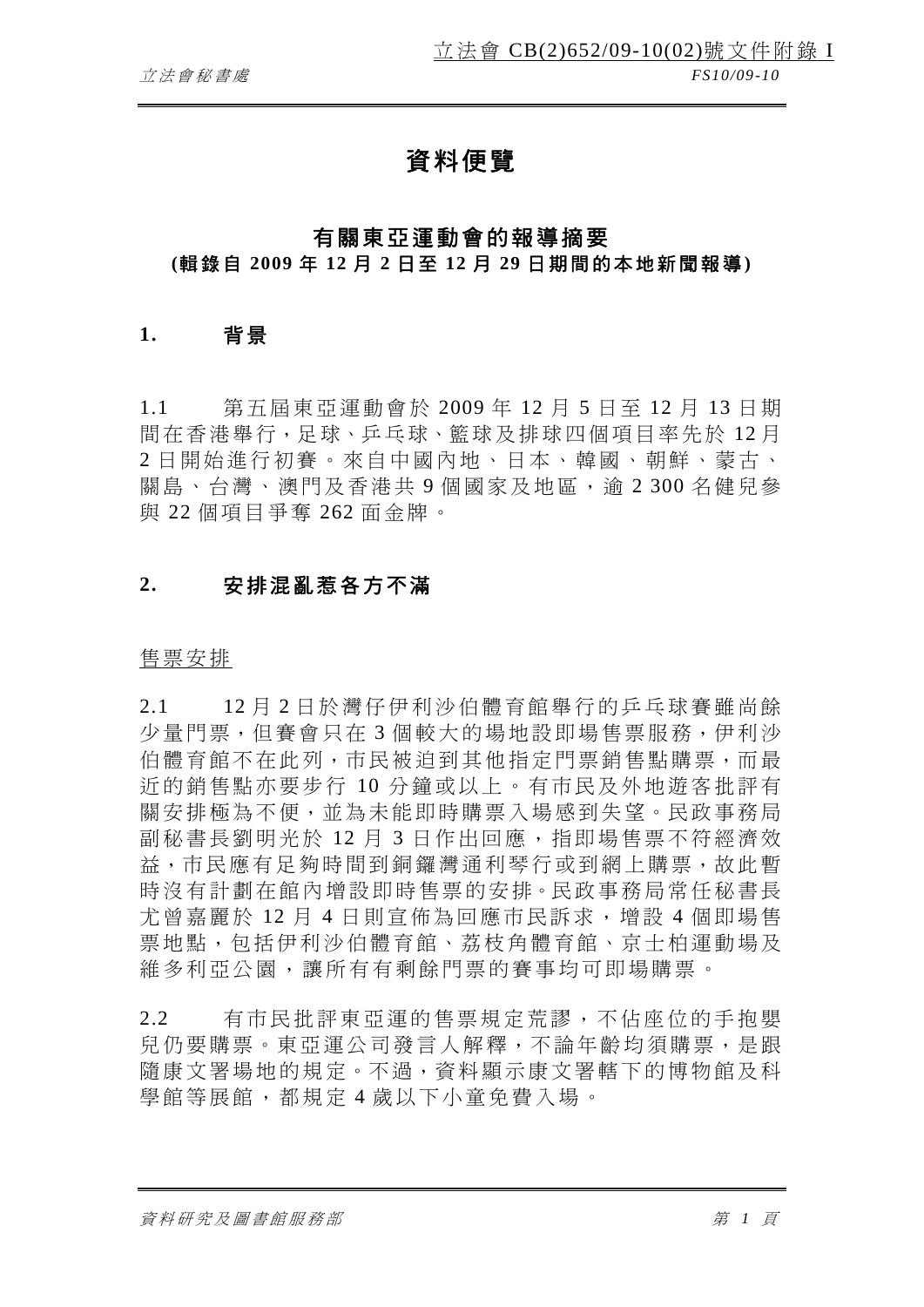立法會 CB(2)652/09-10(02)號文件附錄 I

# 資料便覽

## 有關東亞運動會的報導摘要
**(輯錄自 2009 年 12 月 2 日至 12 月 29 日期間的本地新聞報導)**

## 1. 背景

1.1 第五屆東亞運動會於 2009 年 12 月 5 日至 12 月 13 日期間在香港舉行，足球、乒乓球、籃球及排球四個項目率先於 12 月 2 日開始進行初賽。來自中國內地、日本、韓國、朝鮮、蒙古、關島、台灣、澳門及香港共 9 個國家及地區，逾 2 300 名健兒參與 22 個項目爭奪 262 面金牌。

## 2. 安排混亂惹各方不滿

<u>售票安排</u>

2.1 12 月 2 日於灣仔伊利沙伯體育館舉行的乒乓球賽雖尚餘少量門票，但賽會只在 3 個較大的場地設即場售票服務，伊利沙伯體育館不在此列，市民被迫到其他指定門票銷售點購票，而最近的銷售點亦要步行 10 分鐘或以上。有市民及外地遊客批評有關安排極為不便，並為未能即時購票入場感到失望。民政事務局副秘書長劉明光於 12 月 3 日作出回應，指即場售票不符經濟效益，市民應有足夠時間到銅鑼灣通利琴行或到網上購票，故此暫時沒有計劃在館內增設即時售票的安排。民政事務局常任秘書長尤曾嘉麗於 12 月 4 日則宣佈為回應市民訴求，增設 4 個即場售票地點，包括伊利沙伯體育館、荔枝角體育館、京士柏運動場及維多利亞公園，讓所有有剩餘門票的賽事均可即場購票。

2.2 有市民批評東亞運的售票規定荒謬，不佔座位的手抱嬰兒仍要購票。東亞運公司發言人解釋，不論年齡均須購票，是跟隨康文署場地的規定。不過，資料顯示康文署轄下的博物館及科學館等展館，都規定 4 歲以下小童免費入場。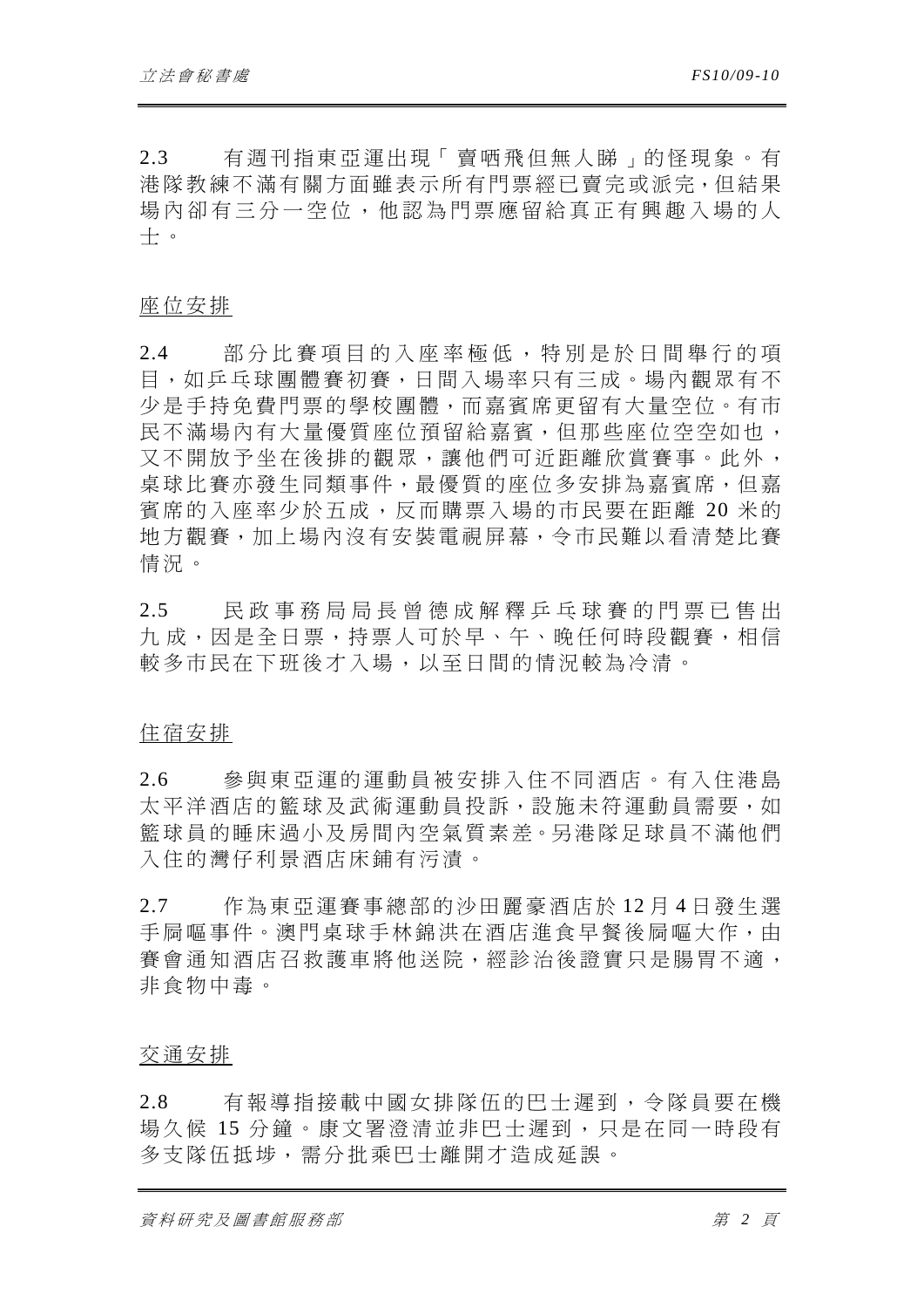2.3 有週刊指東亞運出現「賣哂飛但無人睇」的怪現象。有港隊教練不滿有關方面雖表示所有門票經已賣完或派完，但結果場內卻有三分一空位，他認為門票應留給真正有興趣入場的人士。

<u>座位安排</u>

2.4 部分比賽項目的入座率極低，特別是於日間舉行的項目，如乒乓球團體賽初賽，日間入場率只有三成。場內觀眾有不少是手持免費門票的學校團體，而嘉賓席更留有大量空位。有市民不滿場內有大量優質座位預留給嘉賓，但那些座位空空如也，又不開放予坐在後排的觀眾，讓他們可近距離欣賞賽事。此外，桌球比賽亦發生同類事件，最優質的座位多安排為嘉賓席，但嘉賓席的入座率少於五成，反而購票入場的市民要在距離 20 米的地方觀賽，加上場內沒有安裝電視屏幕，令市民難以看清楚比賽情況。

2.5 民政事務局局長曾德成解釋乒乓球賽的門票已售出九成，因是全日票，持票人可於早、午、晚任何時段觀賽，相信較多市民在下班後才入場，以至日間的情況較為冷清。

<u>住宿安排</u>

2.6 參與東亞運的運動員被安排入住不同酒店。有入住港島太平洋酒店的籃球及武術運動員投訴，設施未符運動員需要，如籃球員的睡床過小及房間內空氣質素差。另港隊足球員不滿他們入住的灣仔利景酒店床鋪有污漬。

2.7 作為東亞運賽事總部的沙田麗豪酒店於 12 月 4 日發生選手肚嘔事件。澳門桌球手林錦洪在酒店進食早餐後屙嘔大作，由賽會通知酒店召救護車將他送院，經診治後證實只是腸胃不適，非食物中毒。

<u>交通安排</u>

2.8 有報導指接載中國女排隊伍的巴士遲到，令隊員要在機場久候 15 分鐘。康文署澄清並非巴士遲到，只是在同一時段有多支隊伍抵埗，需分批乘巴士離開才造成延誤。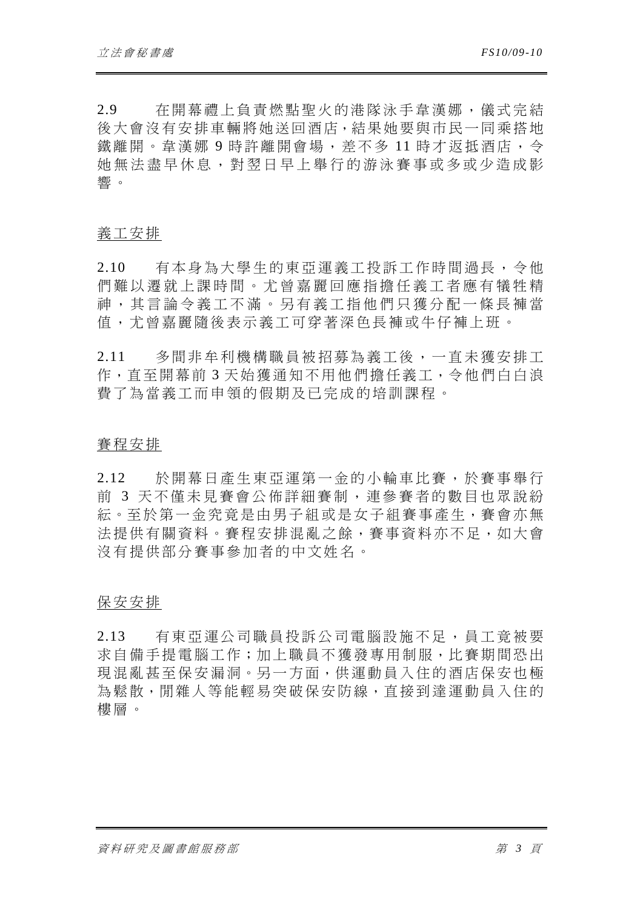2.9 在開幕禮上負責燃點聖火的港隊泳手韋漢娜，儀式完結後大會沒有安排車輛將她送回酒店，結果她要與市民一同乘搭地鐵離開。韋漢娜 9 時許離開會場，差不多 11 時才返抵酒店，令她無法盡早休息，對翌日早上舉行的游泳賽事或多或少造成影響。

<u>義工安排</u>

2.10 有本身為大學生的東亞運義工投訴工作時間過長，令他們難以遷就上課時間。尤曾嘉麗回應指擔任義工者應有犧牲精神，其言論令義工不滿。另有義工指他們只獲分配一條長褲當值，尤曾嘉麗隨後表示義工可穿著深色長褲或牛仔褲上班。

2.11 多間非牟利機構職員被招募為義工後，一直未獲安排工作，直至開幕前 3 天始獲通知不用他們擔任義工，令他們白白浪費了為當義工而申領的假期及已完成的培訓課程。

<u>賽程安排</u>

2.12 於開幕日產生東亞運第一金的小輪車比賽，於賽事舉行前 3 天不僅未見賽會公佈詳細賽制，連參賽者的數目也眾說紛紜。至於第一金究竟是由男子組或是女子組賽事產生，賽會亦無法提供有關資料。賽程安排混亂之餘，賽事資料亦不足，如大會沒有提供部分賽事參加者的中文姓名。

<u>保安安排</u>

2.13 有東亞運公司職員投訴公司電腦設施不足，員工竟被要求自備手提電腦工作；加上職員不獲發專用制服，比賽期間恐出現混亂甚至保安漏洞。另一方面，供運動員入住的酒店保安也極為鬆散，閒雜人等能輕易突破保安防線，直接到達運動員入住的樓層。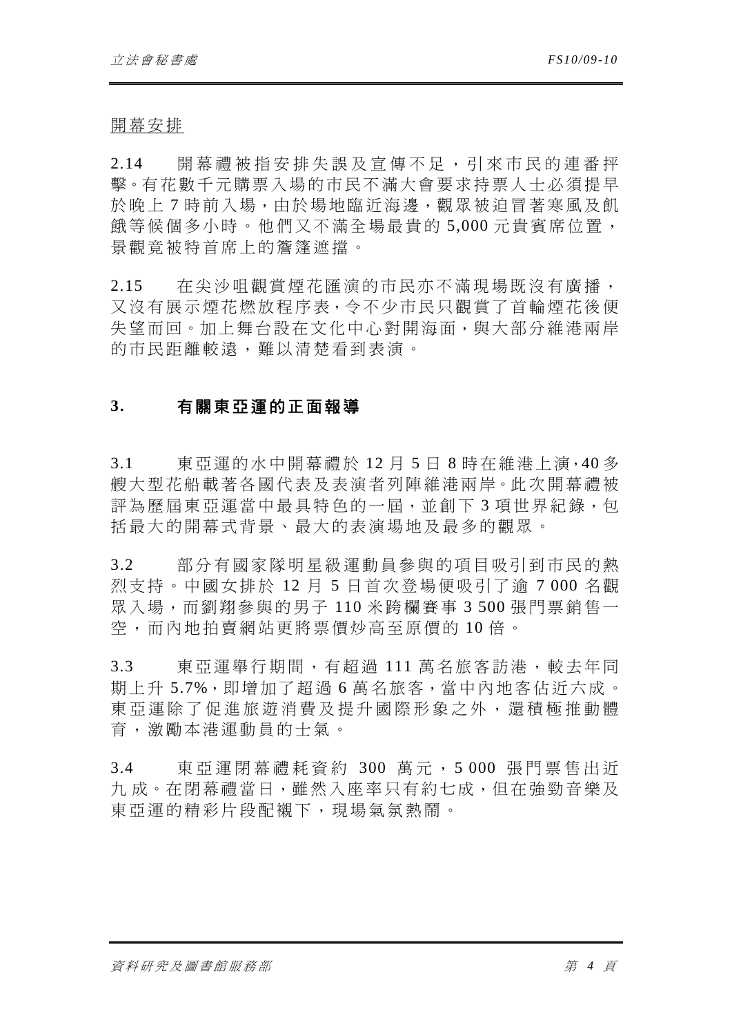開幕安排

2.14　開幕禮被指安排失誤及宣傳不足，引來市民的連番抨擊。有花數千元購票入場的市民不滿大會要求持票人士必須提早於晚上 7 時前入場，由於場地臨近海邊，觀眾被迫冒著寒風及飢餓等候個多小時。他們又不滿全場最貴的 5,000 元貴賓席位置，景觀竟被特首席上的簷篷遮擋。

2.15　在尖沙咀觀賞煙花匯演的市民亦不滿現場既沒有廣播，又沒有展示煙花燃放程序表，令不少市民只觀賞了首輪煙花後便失望而回。加上舞台設在文化中心對開海面，與大部分維港兩岸的市民距離較遠，難以清楚看到表演。

## 3.　有關東亞運的正面報導

3.1　東亞運的水中開幕禮於 12 月 5 日 8 時在維港上演，40 多艘大型花船載著各國代表及表演者列陣維港兩岸。此次開幕禮被評為歷屆東亞運當中最具特色的一屆，並創下 3 項世界紀錄，包括最大的開幕式背景、最大的表演場地及最多的觀眾。

3.2　部分有國家隊明星級運動員參與的項目吸引到市民的熱烈支持。中國女排於 12 月 5 日首次登場便吸引了逾 7 000 名觀眾入場，而劉翔參與的男子 110 米跨欄賽事 3 500 張門票銷售一空，而內地拍賣網站更將票價炒高至原價的 10 倍。

3.3　東亞運舉行期間，有超過 111 萬名旅客訪港，較去年同期上升 5.7%，即增加了超過 6 萬名旅客，當中內地客佔近六成。東亞運除了促進旅遊消費及提升國際形象之外，還積極推動體育，激勵本港運動員的士氣。

3.4　東亞運閉幕禮耗資約 300 萬元，5 000 張門票售出近九成。在閉幕禮當日，雖然入座率只有約七成，但在強勁音樂及東亞運的精彩片段配襯下，現場氣氛熱鬧。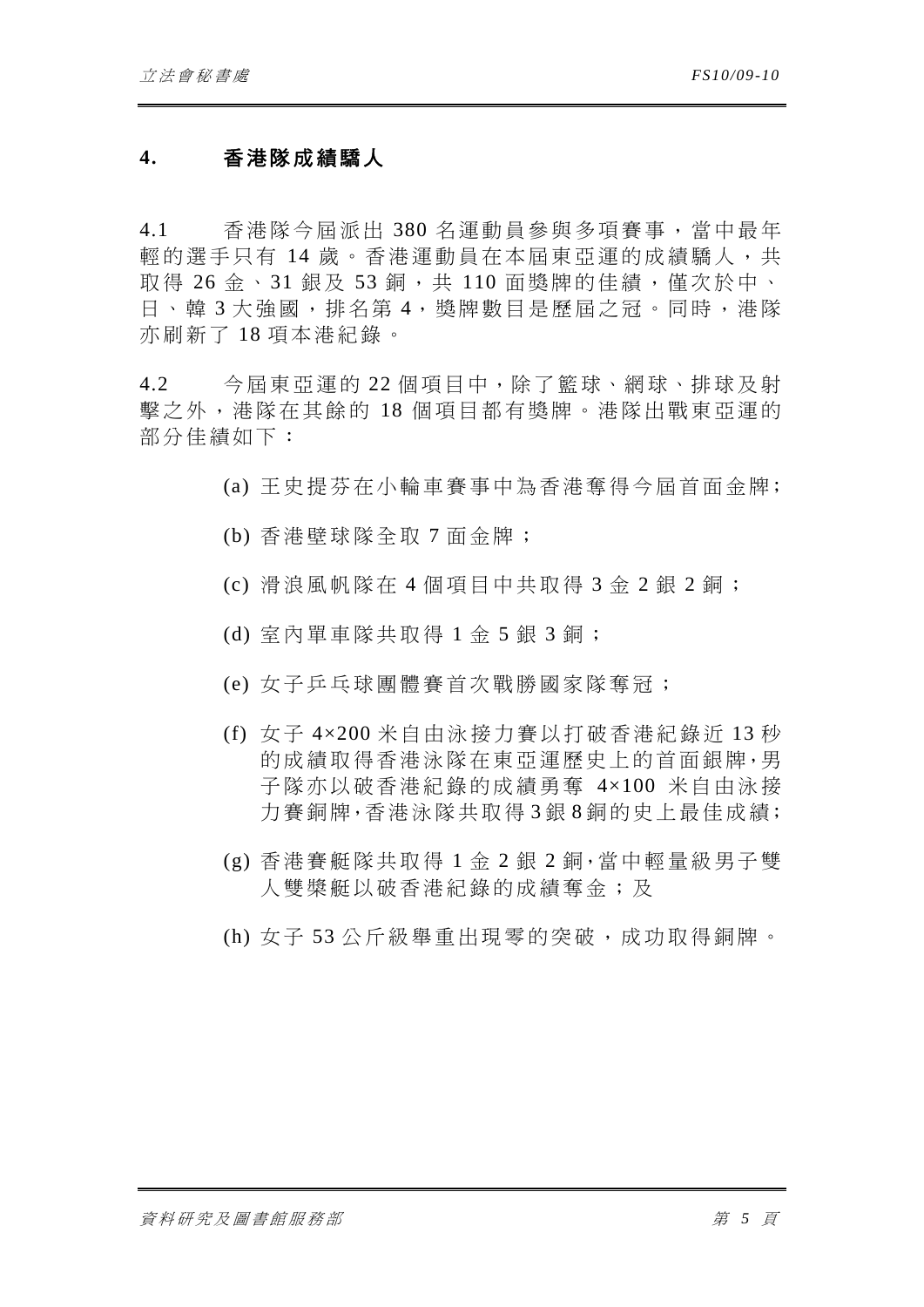## 4. 香港隊成績驕人

4.1 香港隊今屆派出 380 名運動員參與多項賽事，當中最年輕的選手只有 14 歲。香港運動員在本屆東亞運的成績驕人，共取得 26 金、31 銀及 53 銅，共 110 面獎牌的佳績，僅次於中、日、韓 3 大強國，排名第 4，獎牌數目是歷屆之冠。同時，港隊亦刷新了 18 項本港紀錄。

4.2 今屆東亞運的 22 個項目中，除了籃球、網球、排球及射擊之外，港隊在其餘的 18 個項目都有獎牌。港隊出戰東亞運的部分佳績如下：

(a) 王史提芬在小輪車賽事中為香港奪得今屆首面金牌；

(b) 香港壁球隊全取 7 面金牌；

(c) 滑浪風帆隊在 4 個項目中共取得 3 金 2 銀 2 銅；

(d) 室內單車隊共取得 1 金 5 銀 3 銅；

(e) 女子乒乓球團體賽首次戰勝國家隊奪冠；

(f) 女子 4×200 米自由泳接力賽以打破香港紀錄近 13 秒的成績取得香港泳隊在東亞運歷史上的首面銀牌，男子隊亦以破香港紀錄的成績勇奪 4×100 米自由泳接力賽銅牌，香港泳隊共取得 3 銀 8 銅的史上最佳成績；

(g) 香港賽艇隊共取得 1 金 2 銀 2 銅，當中輕量級男子雙人雙槳艇以破香港紀錄的成績奪金；及

(h) 女子 53 公斤級舉重出現零的突破，成功取得銅牌。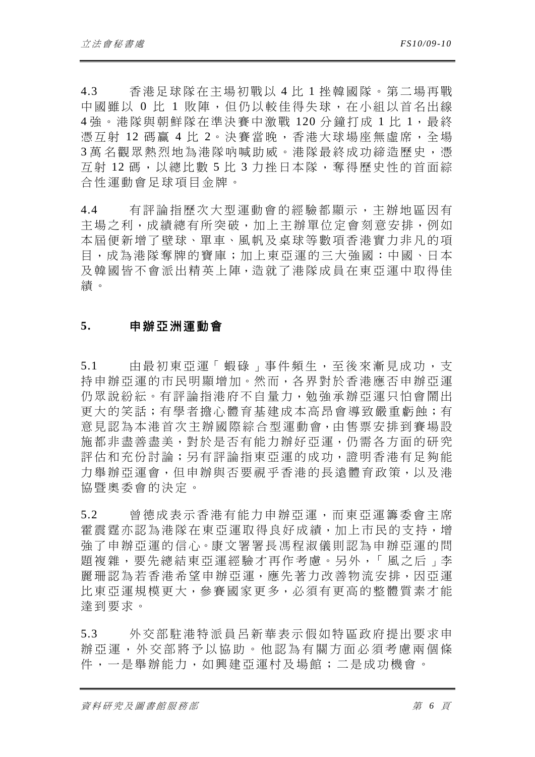4.3 香港足球隊在主場初戰以 4 比 1 挫韓國隊。第二場再戰中國雖以 0 比 1 敗陣，但仍以較佳得失球，在小組以首名出線 4 強。港隊與朝鮮隊在準決賽中激戰 120 分鐘打成 1 比 1，最終憑互射 12 碼贏 4 比 2。決賽當晚，香港大球場座無虛席，全場 3 萬名觀眾熱烈地為港隊吶喊助威。港隊最終成功締造歷史，憑互射 12 碼，以總比數 5 比 3 力挫日本隊，奪得歷史性的首面綜合性運動會足球項目金牌。

4.4 有評論指歷次大型運動會的經驗都顯示，主辦地區因有主場之利，成績總有所突破，加上主辦單位定會刻意安排，例如本屆便新增了壁球、單車、風帆及桌球等數項香港實力非凡的項目，成為港隊奪牌的寶庫；加上東亞運的三大強國：中國、日本及韓國皆不會派出精英上陣，造就了港隊成員在東亞運中取得佳績。

## 5. 申辦亞洲運動會

5.1 由最初東亞運「蝦碌」事件頻生，至後來漸見成功，支持申辦亞運的市民明顯增加。然而，各界對於香港應否申辦亞運仍眾說紛紜。有評論指港府不自量力，勉強承辦亞運只怕會鬧出更大的笑話；有學者擔心體育基建成本高昂會導致嚴重虧蝕；有意見認為本港首次主辦國際綜合型運動會，由售票安排到賽場設施都非盡善盡美，對於是否有能力辦好亞運，仍需各方面的研究評估和充份討論；另有評論指東亞運的成功，證明香港有足夠能力舉辦亞運會，但申辦與否要視乎香港的長遠體育政策，以及港協暨奧委會的決定。

5.2 曾德成表示香港有能力申辦亞運，而東亞運籌委會主席霍震霆亦認為港隊在東亞運取得良好成績，加上市民的支持，增強了申辦亞運的信心。康文署署長馮程淑儀則認為申辦亞運的問題複雜，要先總結東亞運經驗才再作考慮。另外，「風之后」李麗珊認為若香港希望申辦亞運，應先著力改善物流安排，因亞運比東亞運規模更大，參賽國家更多，必須有更高的整體質素才能達到要求。

5.3 外交部駐港特派員呂新華表示假如特區政府提出要求申辦亞運，外交部將予以協助。他認為有關方面必須考慮兩個條件，一是舉辦能力，如興建亞運村及場館；二是成功機會。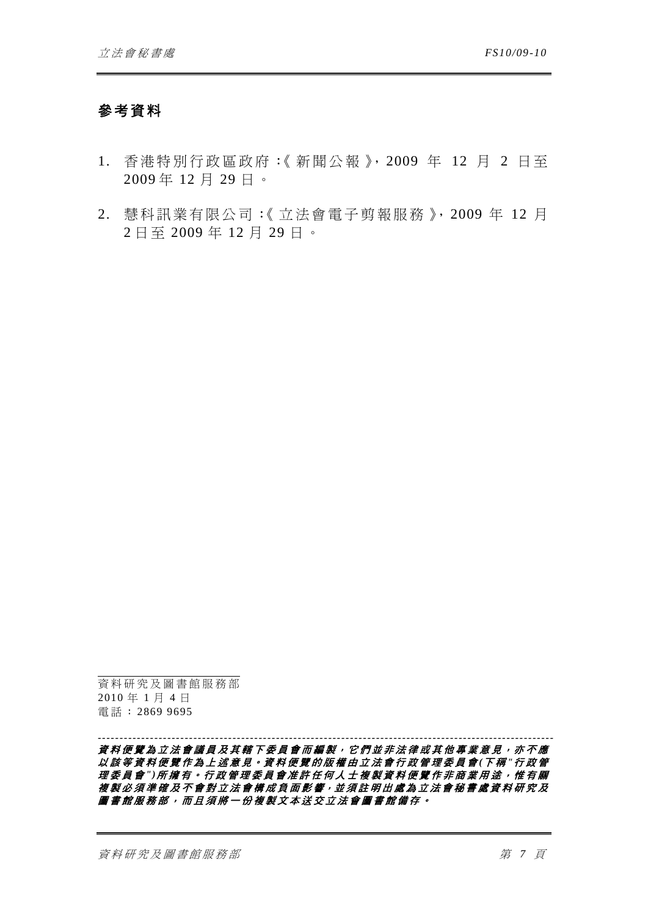## 參考資料

1. 香港特別行政區政府:《新聞公報》, 2009 年 12 月 2 日至 2009 年 12 月 29 日。

2. 慧科訊業有限公司:《立法會電子剪報服務》, 2009 年 12 月 2 日至 2009 年 12 月 29 日。

資料研究及圖書館服務部
2010 年 1 月 4 日
電話:2869 9695

***資料便覽為立法會議員及其轄下委員會而編製,它們並非法律或其他專業意見,亦不應以該等資料便覽作為上述意見。資料便覽的版權由立法會行政管理委員會(下稱"行政管理委員會")所擁有。行政管理委員會准許任何人士複製資料便覽作非商業用途,惟有關複製必須準確及不會對立法會構成負面影響,並須註明出處為立法會秘書處資料研究及圖書館服務部,而且須將一份複製文本送交立法會圖書館備存。***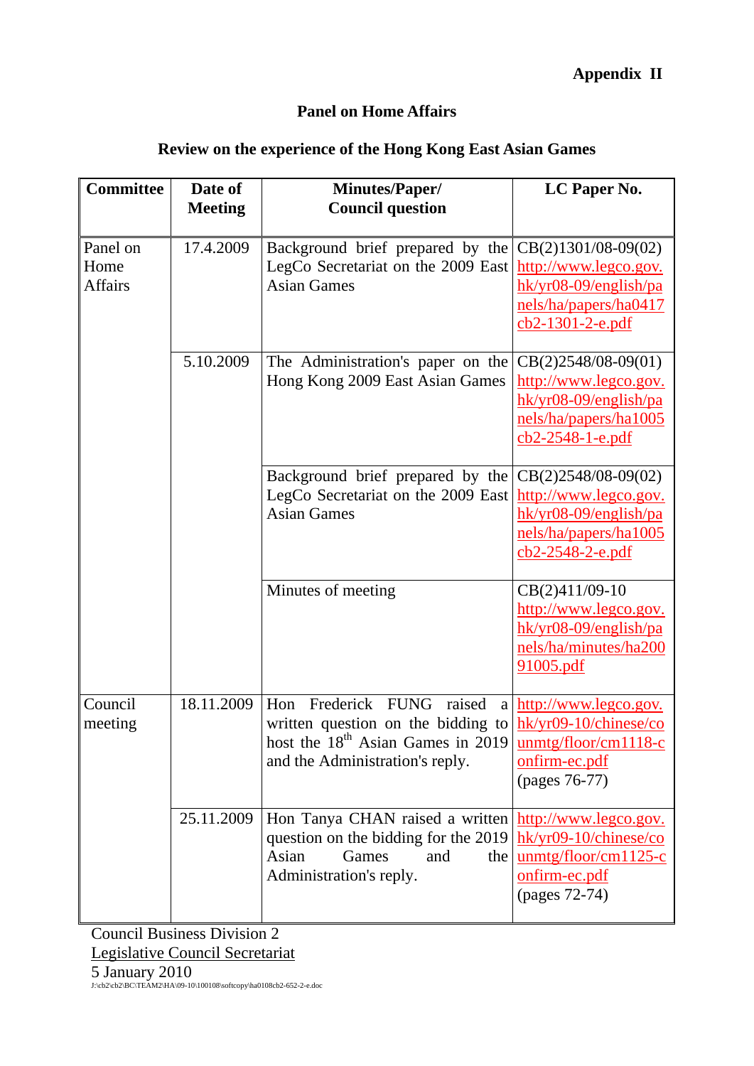**Appendix II**

**Panel on Home Affairs**

**Review on the experience of the Hong Kong East Asian Games**

| Committee | Date of Meeting | Minutes/Paper/ Council question | LC Paper No. |
|---|---|---|---|
| Panel on Home Affairs | 17.4.2009 | Background brief prepared by the LegCo Secretariat on the 2009 East Asian Games | CB(2)1301/08-09(02) http://www.legco.gov.hk/yr08-09/english/panels/ha/papers/ha0417cb2-1301-2-e.pdf |
| | 5.10.2009 | The Administration's paper on the Hong Kong 2009 East Asian Games | CB(2)2548/08-09(01) http://www.legco.gov.hk/yr08-09/english/panels/ha/papers/ha1005cb2-2548-1-e.pdf |
| | | Background brief prepared by the LegCo Secretariat on the 2009 East Asian Games | CB(2)2548/08-09(02) http://www.legco.gov.hk/yr08-09/english/panels/ha/papers/ha1005cb2-2548-2-e.pdf |
| | | Minutes of meeting | CB(2)411/09-10 http://www.legco.gov.hk/yr08-09/english/panels/ha/minutes/ha20091005.pdf |
| Council meeting | 18.11.2009 | Hon Frederick FUNG raised a written question on the bidding to host the 18th Asian Games in 2019 and the Administration's reply. | http://www.legco.gov.hk/yr09-10/chinese/counmtg/floor/cm1118-confirm-ec.pdf (pages 76-77) |
| | 25.11.2009 | Hon Tanya CHAN raised a written question on the bidding for the 2019 Asian Games and the Administration's reply. | http://www.legco.gov.hk/yr09-10/chinese/counmtg/floor/cm1125-confirm-ec.pdf (pages 72-74) |

Council Business Division 2
Legislative Council Secretariat
5 January 2010